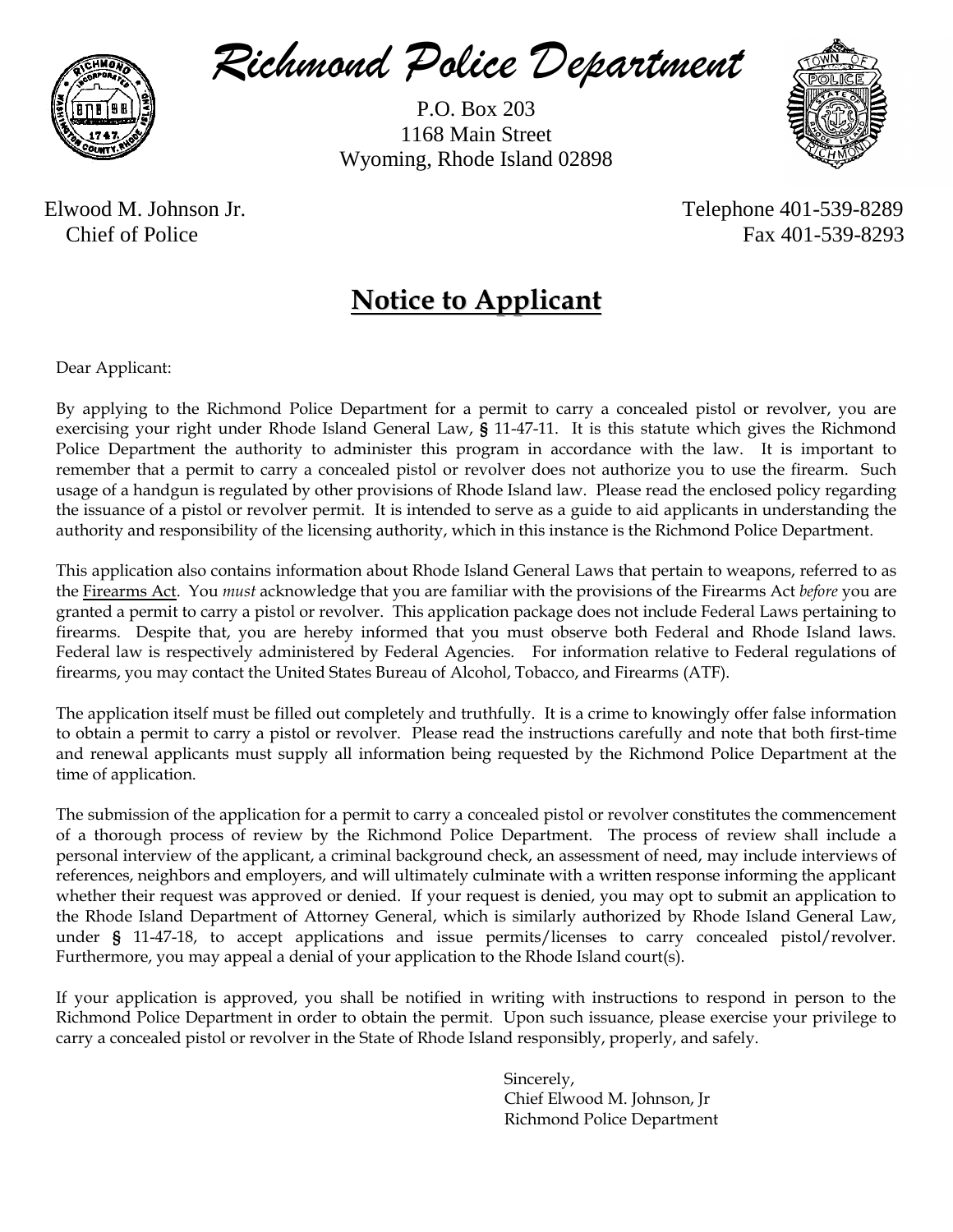# Richmond Police Department

P.O. Box 203
1168 Main Street
Wyoming, Rhode Island 02898

Elwood M. Johnson Jr.
Chief of Police

Telephone 401-539-8289
Fax 401-539-8293

## Notice to Applicant

Dear Applicant:

By applying to the Richmond Police Department for a permit to carry a concealed pistol or revolver, you are exercising your right under Rhode Island General Law, **§** 11-47-11. It is this statute which gives the Richmond Police Department the authority to administer this program in accordance with the law. It is important to remember that a permit to carry a concealed pistol or revolver does not authorize you to use the firearm. Such usage of a handgun is regulated by other provisions of Rhode Island law. Please read the enclosed policy regarding the issuance of a pistol or revolver permit. It is intended to serve as a guide to aid applicants in understanding the authority and responsibility of the licensing authority, which in this instance is the Richmond Police Department.

This application also contains information about Rhode Island General Laws that pertain to weapons, referred to as the Firearms Act. You *must* acknowledge that you are familiar with the provisions of the Firearms Act *before* you are granted a permit to carry a pistol or revolver. This application package does not include Federal Laws pertaining to firearms. Despite that, you are hereby informed that you must observe both Federal and Rhode Island laws. Federal law is respectively administered by Federal Agencies. For information relative to Federal regulations of firearms, you may contact the United States Bureau of Alcohol, Tobacco, and Firearms (ATF).

The application itself must be filled out completely and truthfully. It is a crime to knowingly offer false information to obtain a permit to carry a pistol or revolver. Please read the instructions carefully and note that both first-time and renewal applicants must supply all information being requested by the Richmond Police Department at the time of application.

The submission of the application for a permit to carry a concealed pistol or revolver constitutes the commencement of a thorough process of review by the Richmond Police Department. The process of review shall include a personal interview of the applicant, a criminal background check, an assessment of need, may include interviews of references, neighbors and employers, and will ultimately culminate with a written response informing the applicant whether their request was approved or denied. If your request is denied, you may opt to submit an application to the Rhode Island Department of Attorney General, which is similarly authorized by Rhode Island General Law, under **§** 11-47-18, to accept applications and issue permits/licenses to carry concealed pistol/revolver. Furthermore, you may appeal a denial of your application to the Rhode Island court(s).

If your application is approved, you shall be notified in writing with instructions to respond in person to the Richmond Police Department in order to obtain the permit. Upon such issuance, please exercise your privilege to carry a concealed pistol or revolver in the State of Rhode Island responsibly, properly, and safely.

Sincerely,
Chief Elwood M. Johnson, Jr
Richmond Police Department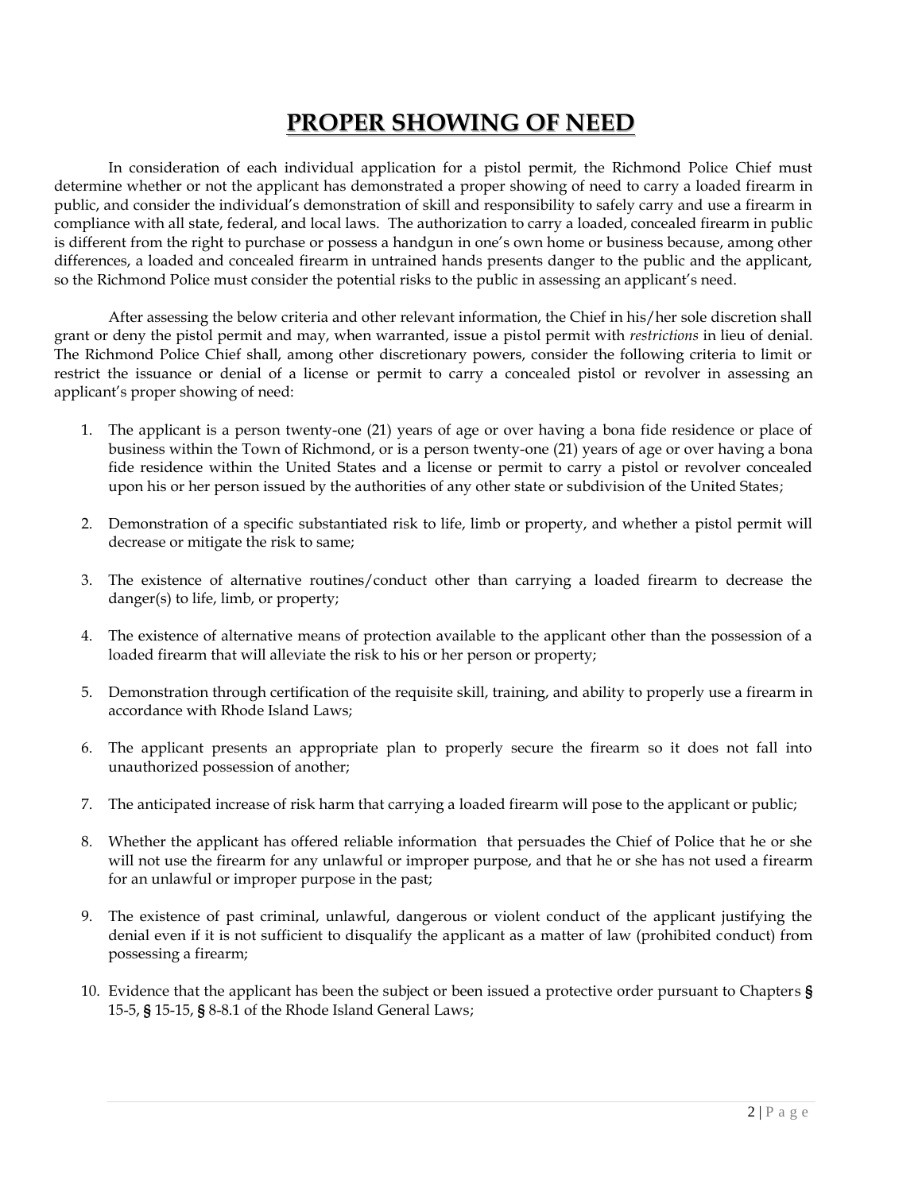# PROPER SHOWING OF NEED

In consideration of each individual application for a pistol permit, the Richmond Police Chief must determine whether or not the applicant has demonstrated a proper showing of need to carry a loaded firearm in public, and consider the individual's demonstration of skill and responsibility to safely carry and use a firearm in compliance with all state, federal, and local laws. The authorization to carry a loaded, concealed firearm in public is different from the right to purchase or possess a handgun in one's own home or business because, among other differences, a loaded and concealed firearm in untrained hands presents danger to the public and the applicant, so the Richmond Police must consider the potential risks to the public in assessing an applicant's need.

After assessing the below criteria and other relevant information, the Chief in his/her sole discretion shall grant or deny the pistol permit and may, when warranted, issue a pistol permit with *restrictions* in lieu of denial. The Richmond Police Chief shall, among other discretionary powers, consider the following criteria to limit or restrict the issuance or denial of a license or permit to carry a concealed pistol or revolver in assessing an applicant's proper showing of need:

1. The applicant is a person twenty-one (21) years of age or over having a bona fide residence or place of business within the Town of Richmond, or is a person twenty-one (21) years of age or over having a bona fide residence within the United States and a license or permit to carry a pistol or revolver concealed upon his or her person issued by the authorities of any other state or subdivision of the United States;
2. Demonstration of a specific substantiated risk to life, limb or property, and whether a pistol permit will decrease or mitigate the risk to same;
3. The existence of alternative routines/conduct other than carrying a loaded firearm to decrease the danger(s) to life, limb, or property;
4. The existence of alternative means of protection available to the applicant other than the possession of a loaded firearm that will alleviate the risk to his or her person or property;
5. Demonstration through certification of the requisite skill, training, and ability to properly use a firearm in accordance with Rhode Island Laws;
6. The applicant presents an appropriate plan to properly secure the firearm so it does not fall into unauthorized possession of another;
7. The anticipated increase of risk harm that carrying a loaded firearm will pose to the applicant or public;
8. Whether the applicant has offered reliable information that persuades the Chief of Police that he or she will not use the firearm for any unlawful or improper purpose, and that he or she has not used a firearm for an unlawful or improper purpose in the past;
9. The existence of past criminal, unlawful, dangerous or violent conduct of the applicant justifying the denial even if it is not sufficient to disqualify the applicant as a matter of law (prohibited conduct) from possessing a firearm;
10. Evidence that the applicant has been the subject or been issued a protective order pursuant to Chapters § 15-5, § 15-15, § 8-8.1 of the Rhode Island General Laws;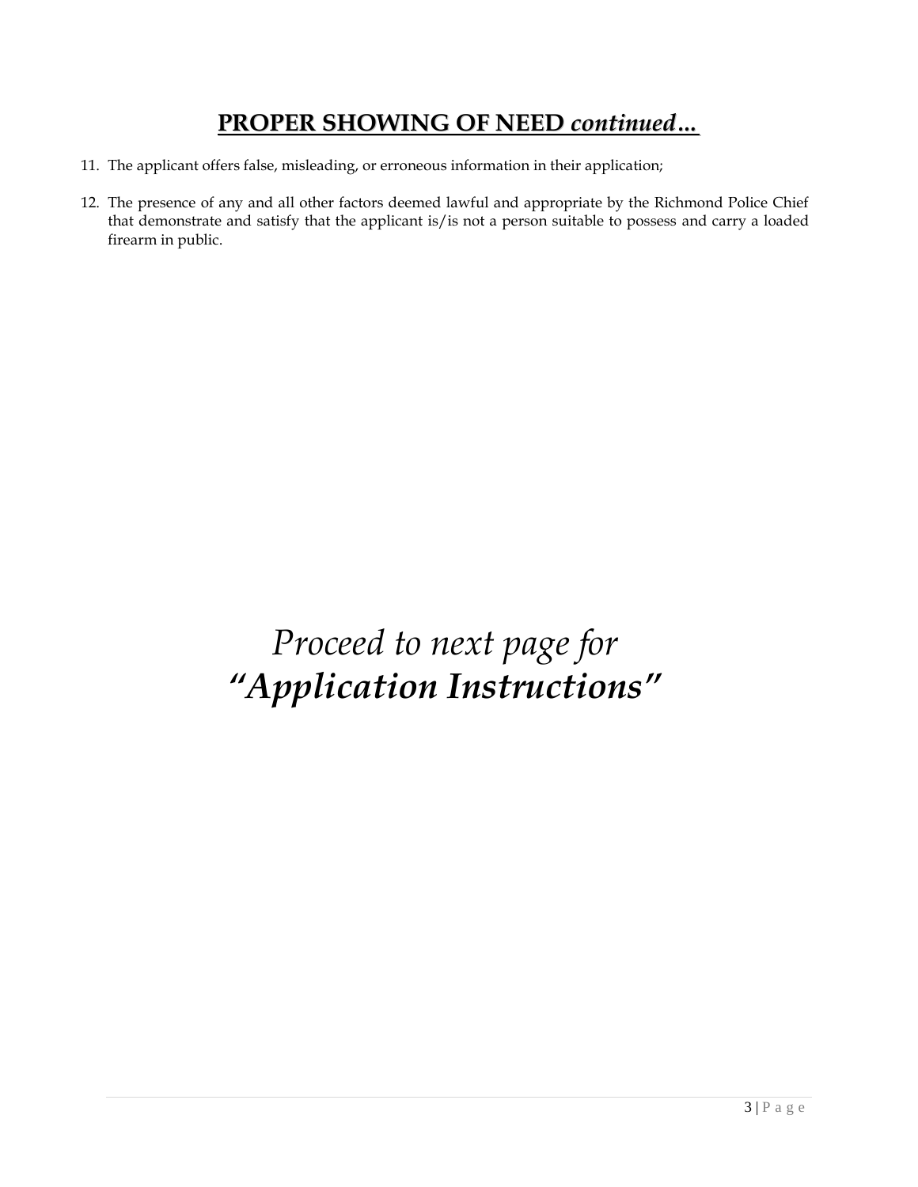## **PROPER SHOWING OF NEED *continued…***

11. The applicant offers false, misleading, or erroneous information in their application;

12. The presence of any and all other factors deemed lawful and appropriate by the Richmond Police Chief that demonstrate and satisfy that the applicant is/is not a person suitable to possess and carry a loaded firearm in public.

*Proceed to next page for*
***"Application Instructions"***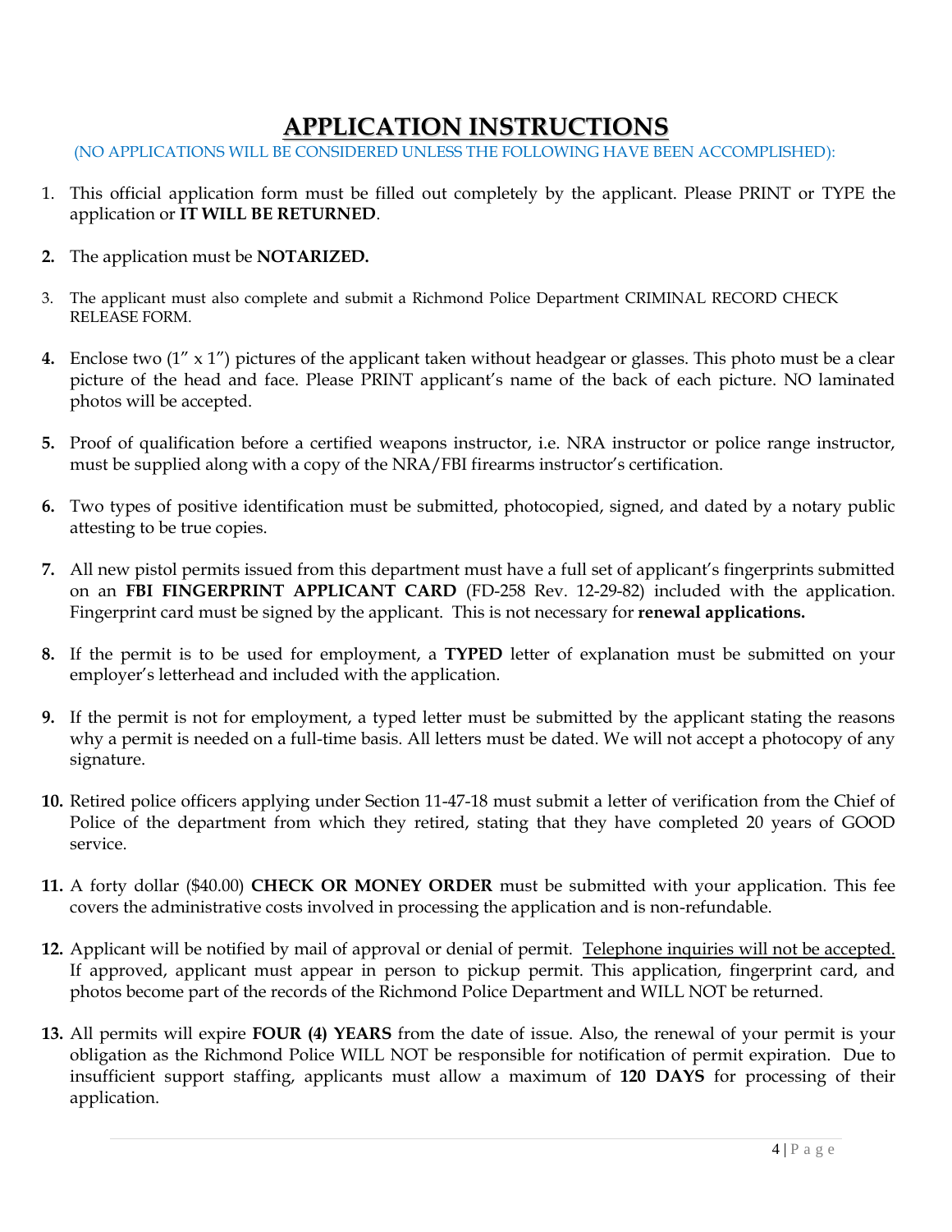# APPLICATION INSTRUCTIONS

(NO APPLICATIONS WILL BE CONSIDERED UNLESS THE FOLLOWING HAVE BEEN ACCOMPLISHED):

1. This official application form must be filled out completely by the applicant. Please PRINT or TYPE the application or **IT WILL BE RETURNED**.

2. The application must be **NOTARIZED.**

3. The applicant must also complete and submit a Richmond Police Department CRIMINAL RECORD CHECK RELEASE FORM.

4. Enclose two (1" x 1") pictures of the applicant taken without headgear or glasses. This photo must be a clear picture of the head and face. Please PRINT applicant's name of the back of each picture. NO laminated photos will be accepted.

5. Proof of qualification before a certified weapons instructor, i.e. NRA instructor or police range instructor, must be supplied along with a copy of the NRA/FBI firearms instructor's certification.

6. Two types of positive identification must be submitted, photocopied, signed, and dated by a notary public attesting to be true copies.

7. All new pistol permits issued from this department must have a full set of applicant's fingerprints submitted on an **FBI FINGERPRINT APPLICANT CARD** (FD-258 Rev. 12-29-82) included with the application. Fingerprint card must be signed by the applicant. This is not necessary for **renewal applications.**

8. If the permit is to be used for employment, a **TYPED** letter of explanation must be submitted on your employer's letterhead and included with the application.

9. If the permit is not for employment, a typed letter must be submitted by the applicant stating the reasons why a permit is needed on a full-time basis. All letters must be dated. We will not accept a photocopy of any signature.

10. Retired police officers applying under Section 11-47-18 must submit a letter of verification from the Chief of Police of the department from which they retired, stating that they have completed 20 years of GOOD service.

11. A forty dollar ($40.00) **CHECK OR MONEY ORDER** must be submitted with your application. This fee covers the administrative costs involved in processing the application and is non-refundable.

12. Applicant will be notified by mail of approval or denial of permit. Telephone inquiries will not be accepted. If approved, applicant must appear in person to pickup permit. This application, fingerprint card, and photos become part of the records of the Richmond Police Department and WILL NOT be returned.

13. All permits will expire **FOUR (4) YEARS** from the date of issue. Also, the renewal of your permit is your obligation as the Richmond Police WILL NOT be responsible for notification of permit expiration. Due to insufficient support staffing, applicants must allow a maximum of **120 DAYS** for processing of their application.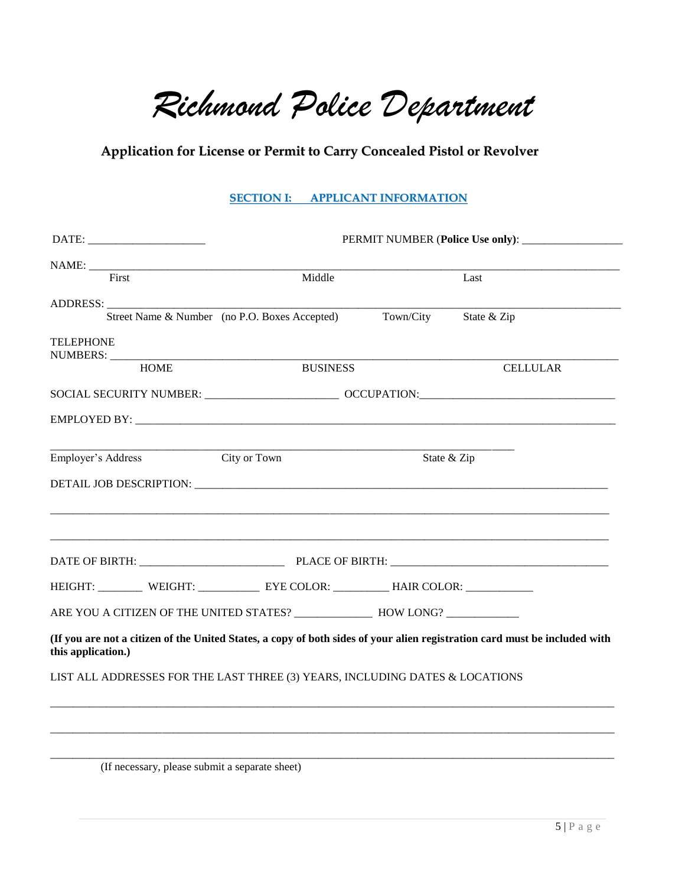# *Richmond Police Department*

## Application for License or Permit to Carry Concealed Pistol or Revolver

### SECTION I: APPLICANT INFORMATION

DATE: ____________________ PERMIT NUMBER (**Police Use only**): _________________

NAME: ______________________________________________________________________________
First Middle Last

ADDRESS: ____________________________________________________________________________
Street Name & Number (no P.O. Boxes Accepted) Town/City State & Zip

TELEPHONE
NUMBERS: ____________________________________________________________________________
HOME BUSINESS CELLULAR

SOCIAL SECURITY NUMBER: ______________________ OCCUPATION: _________________________________

EMPLOYED BY: _________________________________________________________________________

______________________________________________________________________________
Employer's Address City or Town State & Zip

DETAIL JOB DESCRIPTION: _______________________________________________________________

______________________________________________________________________________

______________________________________________________________________________

DATE OF BIRTH: ________________________ PLACE OF BIRTH: _______________________________________

HEIGHT: ________ WEIGHT: __________ EYE COLOR: _________ HAIR COLOR: ___________

ARE YOU A CITIZEN OF THE UNITED STATES? _____________ HOW LONG? ____________

**(If you are not a citizen of the United States, a copy of both sides of your alien registration card must be included with this application.)**

LIST ALL ADDRESSES FOR THE LAST THREE (3) YEARS, INCLUDING DATES & LOCATIONS

______________________________________________________________________________

______________________________________________________________________________

______________________________________________________________________________

(If necessary, please submit a separate sheet)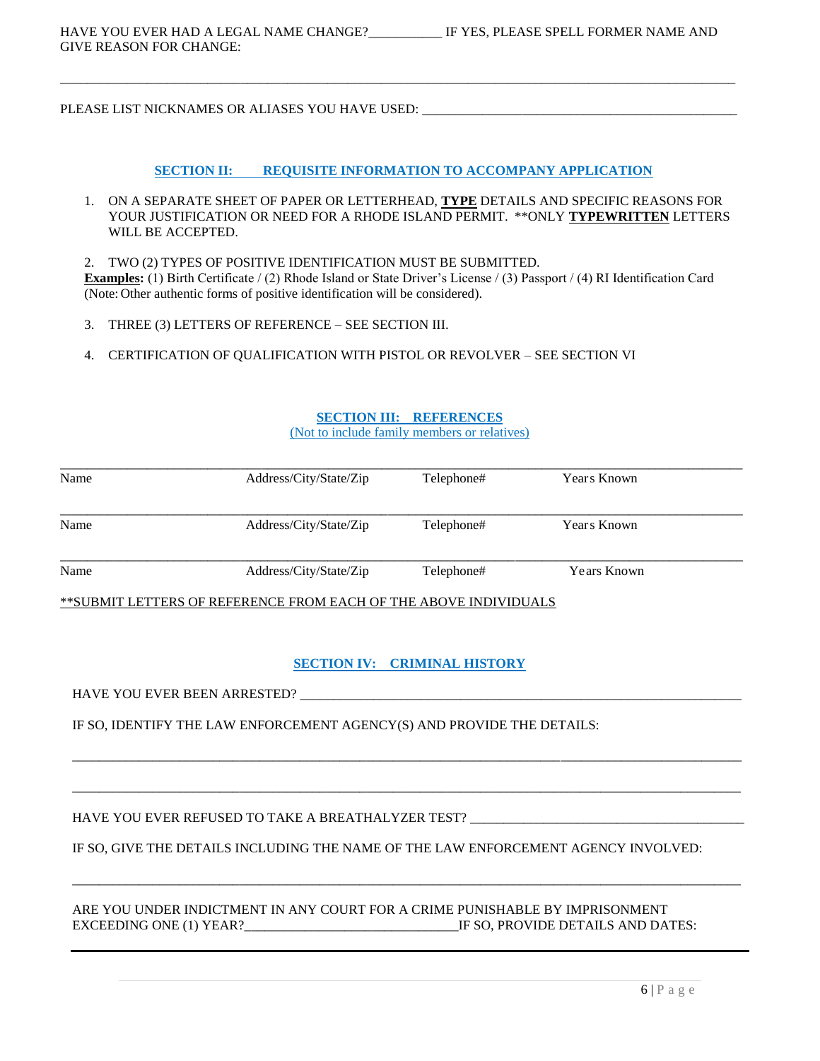HAVE YOU EVER HAD A LEGAL NAME CHANGE?___________ IF YES, PLEASE SPELL FORMER NAME AND GIVE REASON FOR CHANGE:

_______________________________________________________________________________________________

PLEASE LIST NICKNAMES OR ALIASES YOU HAVE USED: ______________________________________________

## SECTION II: REQUISITE INFORMATION TO ACCOMPANY APPLICATION

1. ON A SEPARATE SHEET OF PAPER OR LETTERHEAD, **TYPE** DETAILS AND SPECIFIC REASONS FOR YOUR JUSTIFICATION OR NEED FOR A RHODE ISLAND PERMIT. **ONLY **TYPEWRITTEN** LETTERS WILL BE ACCEPTED.

2. TWO (2) TYPES OF POSITIVE IDENTIFICATION MUST BE SUBMITTED.
**Examples:** (1) Birth Certificate / (2) Rhode Island or State Driver's License / (3) Passport / (4) RI Identification Card (Note: Other authentic forms of positive identification will be considered).

3. THREE (3) LETTERS OF REFERENCE – SEE SECTION III.

4. CERTIFICATION OF QUALIFICATION WITH PISTOL OR REVOLVER – SEE SECTION VI

## SECTION III: REFERENCES

(Not to include family members or relatives)

| Name | Address/City/State/Zip | Telephone# | Years Known |
|---|---|---|---|
| | | | |
| | | | |
| | | | |

**SUBMIT LETTERS OF REFERENCE FROM EACH OF THE ABOVE INDIVIDUALS

## SECTION IV: CRIMINAL HISTORY

HAVE YOU EVER BEEN ARRESTED? ___________________________________________________________

IF SO, IDENTIFY THE LAW ENFORCEMENT AGENCY(S) AND PROVIDE THE DETAILS:

_______________________________________________________________________________________________

_______________________________________________________________________________________________

HAVE YOU EVER REFUSED TO TAKE A BREATHALYZER TEST? ___________________________________

IF SO, GIVE THE DETAILS INCLUDING THE NAME OF THE LAW ENFORCEMENT AGENCY INVOLVED:

_______________________________________________________________________________________________

ARE YOU UNDER INDICTMENT IN ANY COURT FOR A CRIME PUNISHABLE BY IMPRISONMENT EXCEEDING ONE (1) YEAR?_______________________________IF SO, PROVIDE DETAILS AND DATES: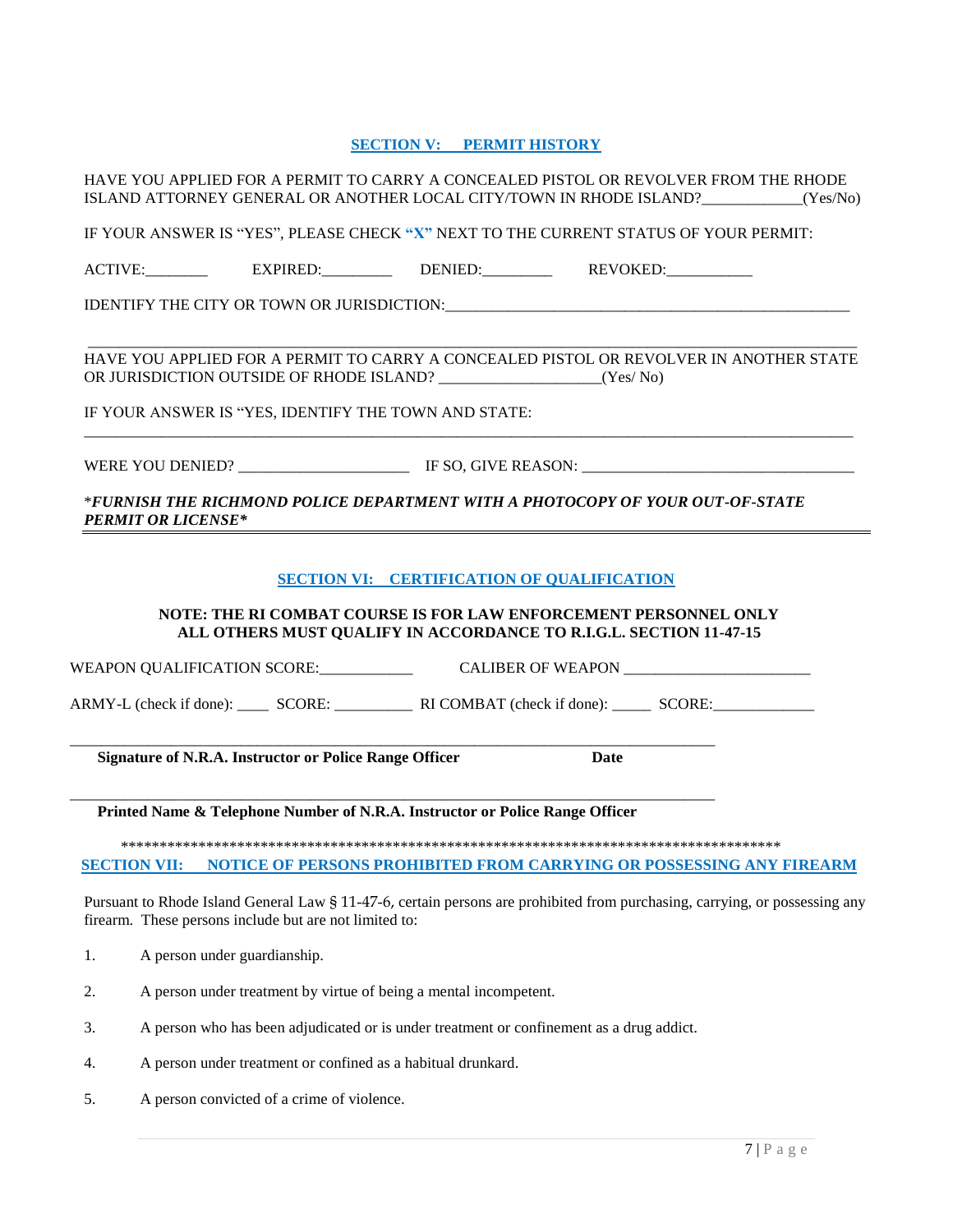## SECTION V: PERMIT HISTORY

HAVE YOU APPLIED FOR A PERMIT TO CARRY A CONCEALED PISTOL OR REVOLVER FROM THE RHODE ISLAND ATTORNEY GENERAL OR ANOTHER LOCAL CITY/TOWN IN RHODE ISLAND?_____________(Yes/No)

IF YOUR ANSWER IS "YES", PLEASE CHECK **"X"** NEXT TO THE CURRENT STATUS OF YOUR PERMIT:

ACTIVE:________ EXPIRED:_________ DENIED:_________ REVOKED:___________

IDENTIFY THE CITY OR TOWN OR JURISDICTION:_______________________________________________________

_____________________________________________________________________________________________

HAVE YOU APPLIED FOR A PERMIT TO CARRY A CONCEALED PISTOL OR REVOLVER IN ANOTHER STATE OR JURISDICTION OUTSIDE OF RHODE ISLAND? _____________________(Yes/ No)

IF YOUR ANSWER IS "YES, IDENTIFY THE TOWN AND STATE:

_____________________________________________________________________________________________

WERE YOU DENIED? ______________________ IF SO, GIVE REASON: ____________________________________

**\*_FURNISH THE RICHMOND POLICE DEPARTMENT WITH A PHOTOCOPY OF YOUR OUT-OF-STATE PERMIT OR LICENSE\*_**

## SECTION VI: CERTIFICATION OF QUALIFICATION

**NOTE: THE RI COMBAT COURSE IS FOR LAW ENFORCEMENT PERSONNEL ONLY**
**ALL OTHERS MUST QUALIFY IN ACCORDANCE TO R.I.G.L. SECTION 11-47-15**

WEAPON QUALIFICATION SCORE:____________ CALIBER OF WEAPON ________________________

ARMY-L (check if done): ____ SCORE: __________ RI COMBAT (check if done): _____ SCORE:_____________

_____________________________________________________________________________________

**Signature of N.R.A. Instructor or Police Range Officer** **Date**

_____________________________________________________________________________________

**Printed Name & Telephone Number of N.R.A. Instructor or Police Range Officer**

*************************************************************************************

## SECTION VII: NOTICE OF PERSONS PROHIBITED FROM CARRYING OR POSSESSING ANY FIREARM

Pursuant to Rhode Island General Law § 11-47-6, certain persons are prohibited from purchasing, carrying, or possessing any firearm. These persons include but are not limited to:

1. A person under guardianship.
2. A person under treatment by virtue of being a mental incompetent.
3. A person who has been adjudicated or is under treatment or confinement as a drug addict.
4. A person under treatment or confined as a habitual drunkard.
5. A person convicted of a crime of violence.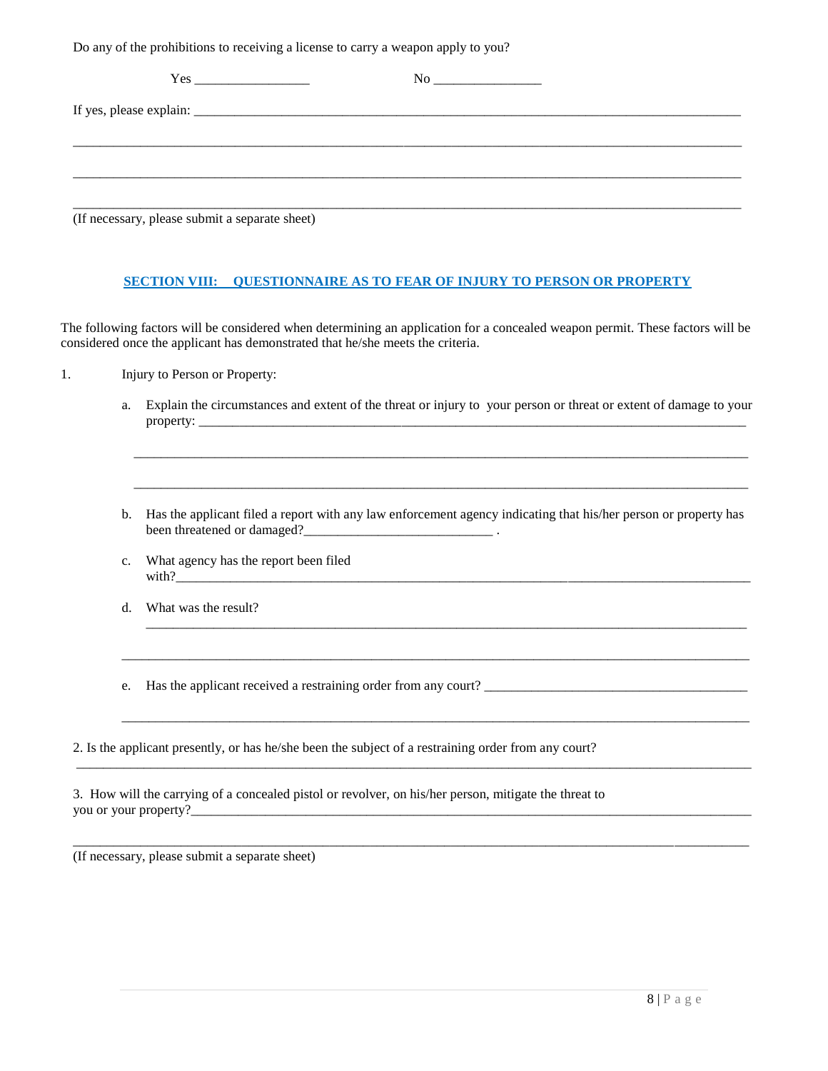Do any of the prohibitions to receiving a license to carry a weapon apply to you?

Yes _________________ No ________________

If yes, please explain: ___________________________________________________________________________________

___________________________________________________________________________________________________

___________________________________________________________________________________________________

___________________________________________________________________________________________________

(If necessary, please submit a separate sheet)

## SECTION VIII: QUESTIONNAIRE AS TO FEAR OF INJURY TO PERSON OR PROPERTY

The following factors will be considered when determining an application for a concealed weapon permit. These factors will be considered once the applicant has demonstrated that he/she meets the criteria.

1. Injury to Person or Property:

   a. Explain the circumstances and extent of the threat or injury to your person or threat or extent of damage to your property: ___________________________________________________________________________________

   ___________________________________________________________________________________________________

   ___________________________________________________________________________________________________

   b. Has the applicant filed a report with any law enforcement agency indicating that his/her person or property has been threatened or damaged?____________________________ .

   c. What agency has the report been filed with?___________________________________________________________________________________

   d. What was the result?
   ___________________________________________________________________________________________________

   ___________________________________________________________________________________________________

   e. Has the applicant received a restraining order from any court? ________________________________________

   ___________________________________________________________________________________________________

2. Is the applicant presently, or has he/she been the subject of a restraining order from any court?
___________________________________________________________________________________________________

3. How will the carrying of a concealed pistol or revolver, on his/her person, mitigate the threat to you or your property?___________________________________________________________________________________

___________________________________________________________________________________________________

(If necessary, please submit a separate sheet)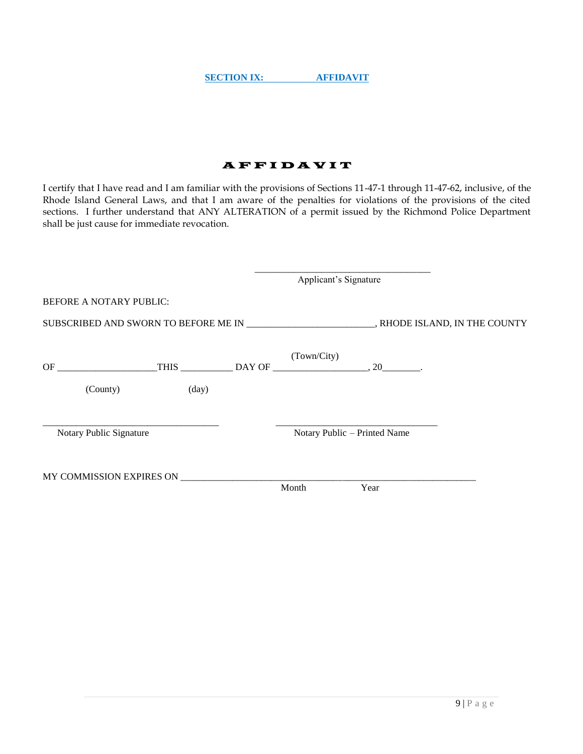## SECTION IX: AFFIDAVIT

# AFFIDAVIT

I certify that I have read and I am familiar with the provisions of Sections 11-47-1 through 11-47-62, inclusive, of the Rhode Island General Laws, and that I am aware of the penalties for violations of the provisions of the cited sections. I further understand that ANY ALTERATION of a permit issued by the Richmond Police Department shall be just cause for immediate revocation.

_____________________________________
Applicant's Signature

BEFORE A NOTARY PUBLIC:

SUBSCRIBED AND SWORN TO BEFORE ME IN ___________________________, RHODE ISLAND, IN THE COUNTY
(Town/City)

OF _____________________THIS ___________ DAY OF ____________________, 20________.
(County) (day)

_____________________________________
Notary Public Signature

_________________________________
Notary Public – Printed Name

MY COMMISSION EXPIRES ON _______________________________________________________________
Month Year